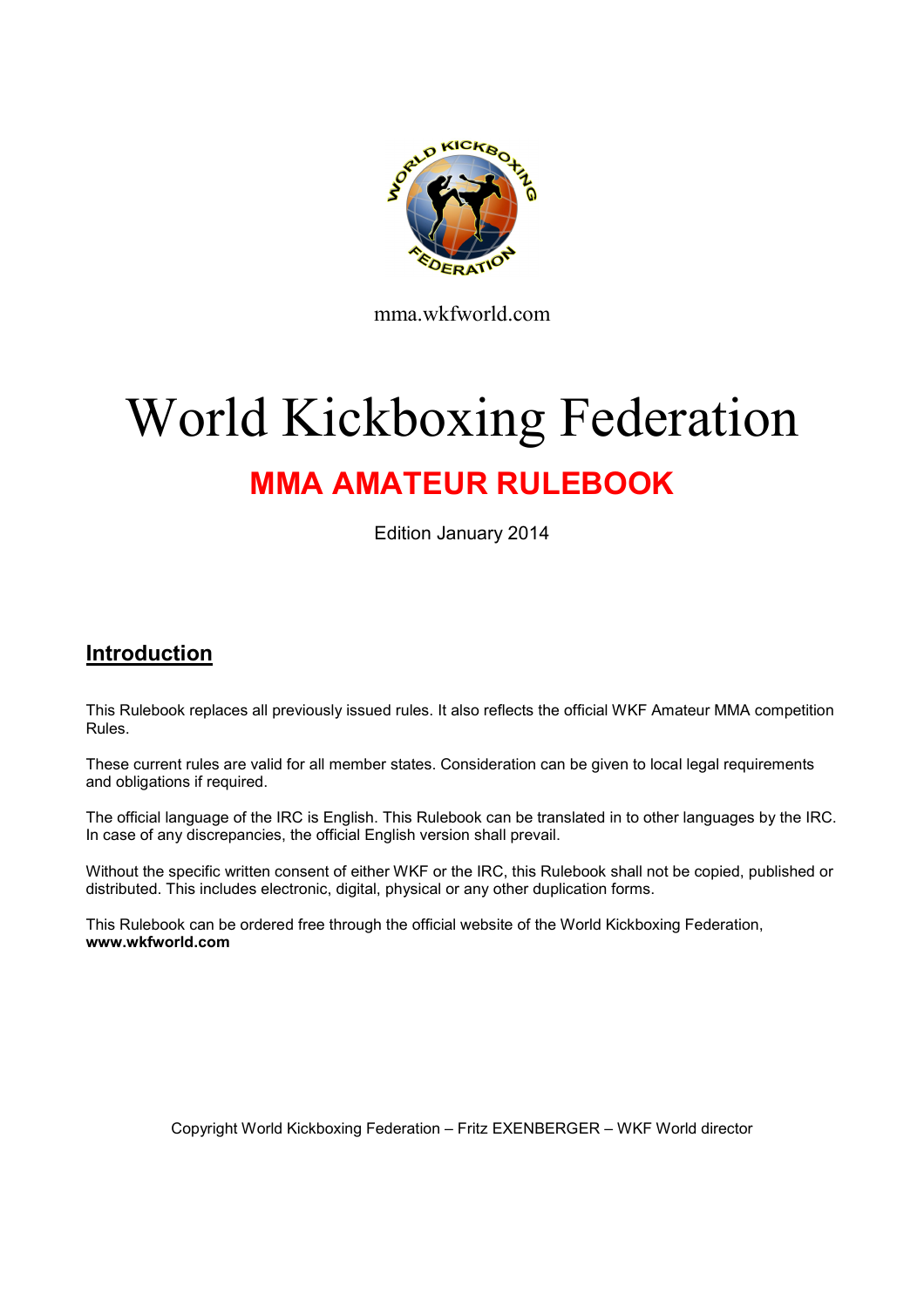mma.wkfworld.com

# World Kickboxing Federation

## MMA AMATEUR RULEBOOK

Edition January 2014

## Introduction

This Rulebook replaces all previously issued rules. It also reflects the official WKF Amateur MMA competition Rules.

These current rules are valid for all member states. Consideration can be given to local legal requirements and obligations if required.

The official language of the IRC is English. This Rulebook can be translated in to other languages by the IRC. In case of any discrepancies, the official English version shall prevail.

Without the specific written consent of either WKF or the IRC, this Rulebook shall not be copied, published or distributed. This includes electronic, digital, physical or any other duplication forms.

This Rulebook can be ordered free through the official website of the World Kickboxing Federation, **www.wkfworld.com**

Copyright World Kickboxing Federation – Fritz EXENBERGER – WKF World director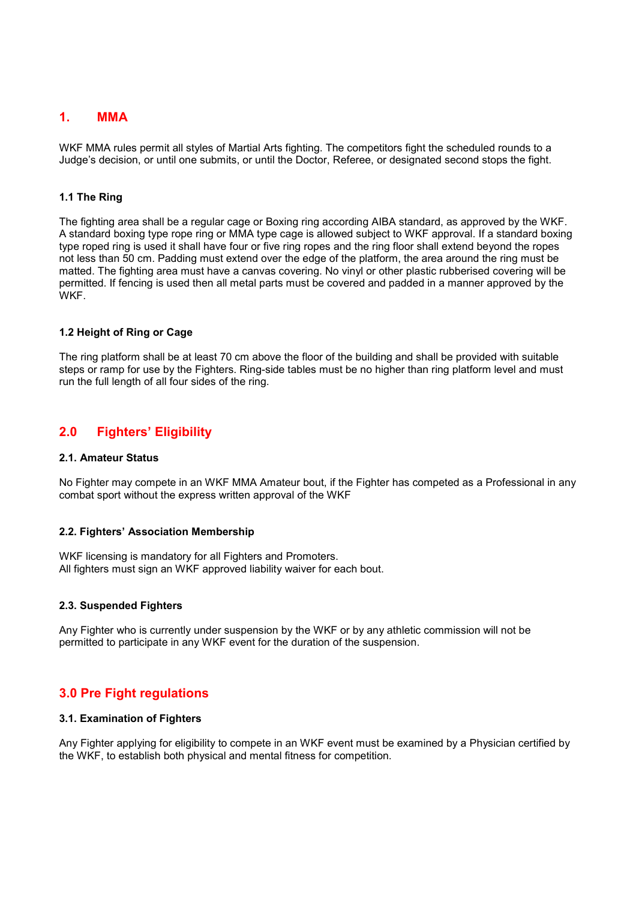# 1. MMA

WKF MMA rules permit all styles of Martial Arts fighting. The competitors fight the scheduled rounds to a Judge's decision, or until one submits, or until the Doctor, Referee, or designated second stops the fight.

### 1.1 The Ring

The fighting area shall be a regular cage or Boxing ring according AIBA standard, as approved by the WKF. A standard boxing type rope ring or MMA type cage is allowed subject to WKF approval. If a standard boxing type roped ring is used it shall have four or five ring ropes and the ring floor shall extend beyond the ropes not less than 50 cm. Padding must extend over the edge of the platform, the area around the ring must be matted. The fighting area must have a canvas covering. No vinyl or other plastic rubberised covering will be permitted. If fencing is used then all metal parts must be covered and padded in a manner approved by the WKF.

### 1.2 Height of Ring or Cage

The ring platform shall be at least 70 cm above the floor of the building and shall be provided with suitable steps or ramp for use by the Fighters. Ring-side tables must be no higher than ring platform level and must run the full length of all four sides of the ring.

# 2.0 Fighters' Eligibility

### 2.1. Amateur Status

No Fighter may compete in an WKF MMA Amateur bout, if the Fighter has competed as a Professional in any combat sport without the express written approval of the WKF

### 2.2. Fighters' Association Membership

WKF licensing is mandatory for all Fighters and Promoters.
All fighters must sign an WKF approved liability waiver for each bout.

### 2.3. Suspended Fighters

Any Fighter who is currently under suspension by the WKF or by any athletic commission will not be permitted to participate in any WKF event for the duration of the suspension.

# 3.0 Pre Fight regulations

### 3.1. Examination of Fighters

Any Fighter applying for eligibility to compete in an WKF event must be examined by a Physician certified by the WKF, to establish both physical and mental fitness for competition.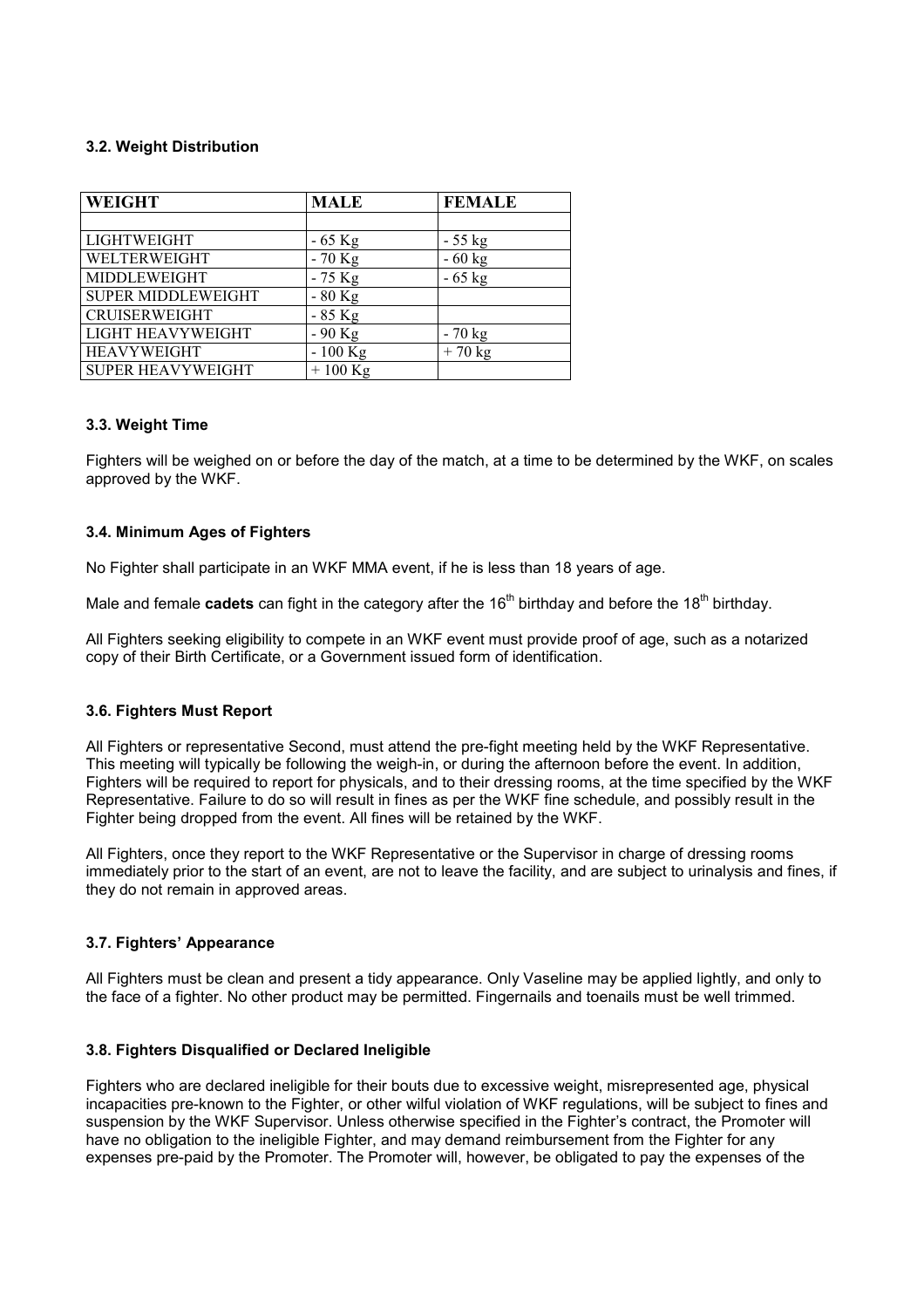### 3.2. Weight Distribution

| WEIGHT | MALE | FEMALE |
|---|---|---|
| | | |
| LIGHTWEIGHT | - 65 Kg | - 55 kg |
| WELTERWEIGHT | - 70 Kg | - 60 kg |
| MIDDLEWEIGHT | - 75 Kg | - 65 kg |
| SUPER MIDDLEWEIGHT | - 80 Kg | |
| CRUISERWEIGHT | - 85 Kg | |
| LIGHT HEAVYWEIGHT | - 90 Kg | - 70 kg |
| HEAVYWEIGHT | - 100 Kg | + 70 kg |
| SUPER HEAVYWEIGHT | + 100 Kg | |

### 3.3. Weight Time

Fighters will be weighed on or before the day of the match, at a time to be determined by the WKF, on scales approved by the WKF.

### 3.4. Minimum Ages of Fighters

No Fighter shall participate in an WKF MMA event, if he is less than 18 years of age.

Male and female **cadets** can fight in the category after the 16th birthday and before the 18th birthday.

All Fighters seeking eligibility to compete in an WKF event must provide proof of age, such as a notarized copy of their Birth Certificate, or a Government issued form of identification.

### 3.6. Fighters Must Report

All Fighters or representative Second, must attend the pre-fight meeting held by the WKF Representative. This meeting will typically be following the weigh-in, or during the afternoon before the event. In addition, Fighters will be required to report for physicals, and to their dressing rooms, at the time specified by the WKF Representative. Failure to do so will result in fines as per the WKF fine schedule, and possibly result in the Fighter being dropped from the event. All fines will be retained by the WKF.

All Fighters, once they report to the WKF Representative or the Supervisor in charge of dressing rooms immediately prior to the start of an event, are not to leave the facility, and are subject to urinalysis and fines, if they do not remain in approved areas.

### 3.7. Fighters' Appearance

All Fighters must be clean and present a tidy appearance. Only Vaseline may be applied lightly, and only to the face of a fighter. No other product may be permitted. Fingernails and toenails must be well trimmed.

### 3.8. Fighters Disqualified or Declared Ineligible

Fighters who are declared ineligible for their bouts due to excessive weight, misrepresented age, physical incapacities pre-known to the Fighter, or other wilful violation of WKF regulations, will be subject to fines and suspension by the WKF Supervisor. Unless otherwise specified in the Fighter's contract, the Promoter will have no obligation to the ineligible Fighter, and may demand reimbursement from the Fighter for any expenses pre-paid by the Promoter. The Promoter will, however, be obligated to pay the expenses of the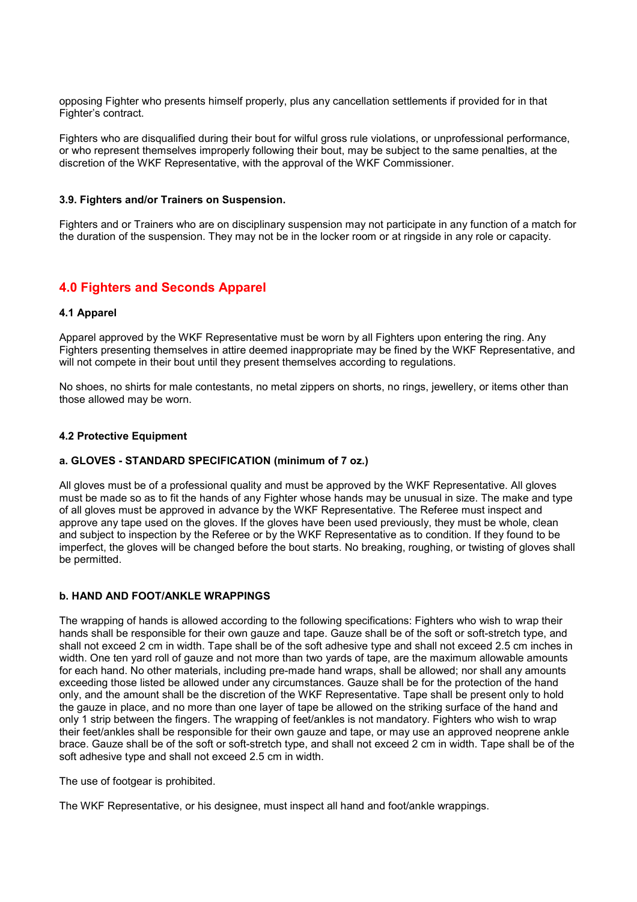opposing Fighter who presents himself properly, plus any cancellation settlements if provided for in that Fighter's contract.

Fighters who are disqualified during their bout for wilful gross rule violations, or unprofessional performance, or who represent themselves improperly following their bout, may be subject to the same penalties, at the discretion of the WKF Representative, with the approval of the WKF Commissioner.

#### 3.9. Fighters and/or Trainers on Suspension.

Fighters and or Trainers who are on disciplinary suspension may not participate in any function of a match for the duration of the suspension. They may not be in the locker room or at ringside in any role or capacity.

## 4.0 Fighters and Seconds Apparel

#### 4.1 Apparel

Apparel approved by the WKF Representative must be worn by all Fighters upon entering the ring. Any Fighters presenting themselves in attire deemed inappropriate may be fined by the WKF Representative, and will not compete in their bout until they present themselves according to regulations.

No shoes, no shirts for male contestants, no metal zippers on shorts, no rings, jewellery, or items other than those allowed may be worn.

#### 4.2 Protective Equipment

#### a. GLOVES - STANDARD SPECIFICATION (minimum of 7 oz.)

All gloves must be of a professional quality and must be approved by the WKF Representative. All gloves must be made so as to fit the hands of any Fighter whose hands may be unusual in size. The make and type of all gloves must be approved in advance by the WKF Representative. The Referee must inspect and approve any tape used on the gloves. If the gloves have been used previously, they must be whole, clean and subject to inspection by the Referee or by the WKF Representative as to condition. If they found to be imperfect, the gloves will be changed before the bout starts. No breaking, roughing, or twisting of gloves shall be permitted.

#### b. HAND AND FOOT/ANKLE WRAPPINGS

The wrapping of hands is allowed according to the following specifications: Fighters who wish to wrap their hands shall be responsible for their own gauze and tape. Gauze shall be of the soft or soft-stretch type, and shall not exceed 2 cm in width. Tape shall be of the soft adhesive type and shall not exceed 2.5 cm inches in width. One ten yard roll of gauze and not more than two yards of tape, are the maximum allowable amounts for each hand. No other materials, including pre-made hand wraps, shall be allowed; nor shall any amounts exceeding those listed be allowed under any circumstances. Gauze shall be for the protection of the hand only, and the amount shall be the discretion of the WKF Representative. Tape shall be present only to hold the gauze in place, and no more than one layer of tape be allowed on the striking surface of the hand and only 1 strip between the fingers. The wrapping of feet/ankles is not mandatory. Fighters who wish to wrap their feet/ankles shall be responsible for their own gauze and tape, or may use an approved neoprene ankle brace. Gauze shall be of the soft or soft-stretch type, and shall not exceed 2 cm in width. Tape shall be of the soft adhesive type and shall not exceed 2.5 cm in width.

The use of footgear is prohibited.

The WKF Representative, or his designee, must inspect all hand and foot/ankle wrappings.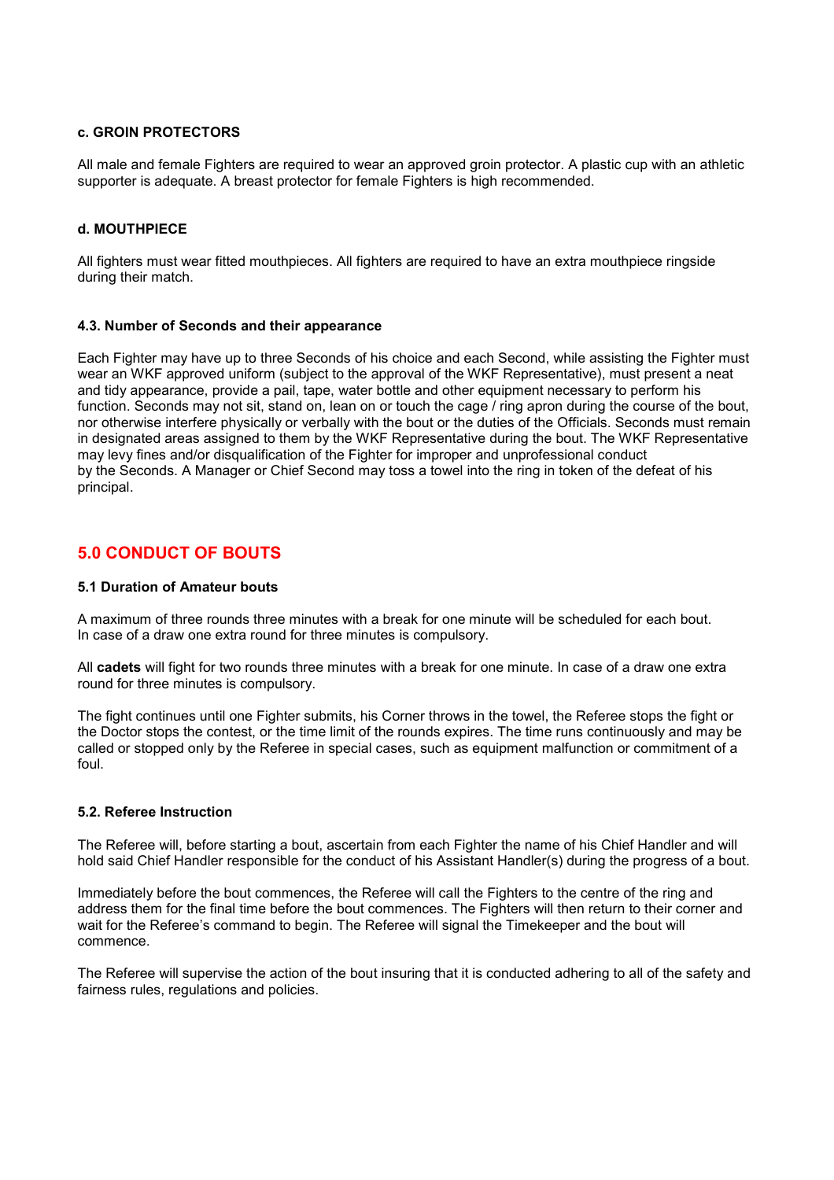#### c. GROIN PROTECTORS

All male and female Fighters are required to wear an approved groin protector. A plastic cup with an athletic supporter is adequate. A breast protector for female Fighters is high recommended.

#### d. MOUTHPIECE

All fighters must wear fitted mouthpieces. All fighters are required to have an extra mouthpiece ringside during their match.

### 4.3. Number of Seconds and their appearance

Each Fighter may have up to three Seconds of his choice and each Second, while assisting the Fighter must wear an WKF approved uniform (subject to the approval of the WKF Representative), must present a neat and tidy appearance, provide a pail, tape, water bottle and other equipment necessary to perform his function. Seconds may not sit, stand on, lean on or touch the cage / ring apron during the course of the bout, nor otherwise interfere physically or verbally with the bout or the duties of the Officials. Seconds must remain in designated areas assigned to them by the WKF Representative during the bout. The WKF Representative may levy fines and/or disqualification of the Fighter for improper and unprofessional conduct by the Seconds. A Manager or Chief Second may toss a towel into the ring in token of the defeat of his principal.

## 5.0 CONDUCT OF BOUTS

### 5.1 Duration of Amateur bouts

A maximum of three rounds three minutes with a break for one minute will be scheduled for each bout. In case of a draw one extra round for three minutes is compulsory.

All **cadets** will fight for two rounds three minutes with a break for one minute. In case of a draw one extra round for three minutes is compulsory.

The fight continues until one Fighter submits, his Corner throws in the towel, the Referee stops the fight or the Doctor stops the contest, or the time limit of the rounds expires. The time runs continuously and may be called or stopped only by the Referee in special cases, such as equipment malfunction or commitment of a foul.

### 5.2. Referee Instruction

The Referee will, before starting a bout, ascertain from each Fighter the name of his Chief Handler and will hold said Chief Handler responsible for the conduct of his Assistant Handler(s) during the progress of a bout.

Immediately before the bout commences, the Referee will call the Fighters to the centre of the ring and address them for the final time before the bout commences. The Fighters will then return to their corner and wait for the Referee's command to begin. The Referee will signal the Timekeeper and the bout will commence.

The Referee will supervise the action of the bout insuring that it is conducted adhering to all of the safety and fairness rules, regulations and policies.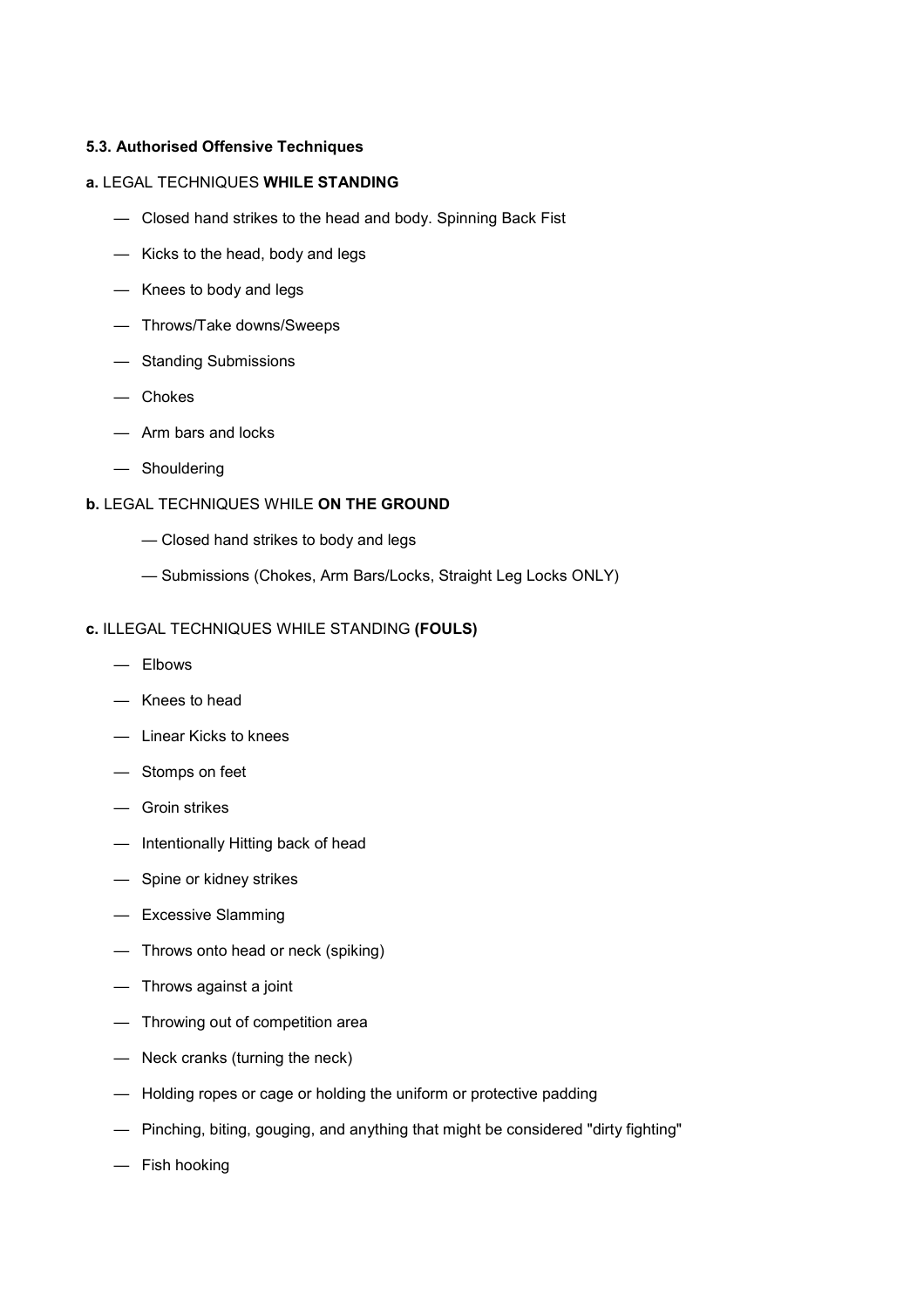**5.3. Authorised Offensive Techniques**

**a.** LEGAL TECHNIQUES **WHILE STANDING**

- Closed hand strikes to the head and body. Spinning Back Fist
- Kicks to the head, body and legs
- Knees to body and legs
- Throws/Take downs/Sweeps
- Standing Submissions
- Chokes
- Arm bars and locks
- Shouldering

**b.** LEGAL TECHNIQUES WHILE **ON THE GROUND**

- Closed hand strikes to body and legs
- Submissions (Chokes, Arm Bars/Locks, Straight Leg Locks ONLY)

**c.** ILLEGAL TECHNIQUES WHILE STANDING **(FOULS)**

- Elbows
- Knees to head
- Linear Kicks to knees
- Stomps on feet
- Groin strikes
- Intentionally Hitting back of head
- Spine or kidney strikes
- Excessive Slamming
- Throws onto head or neck (spiking)
- Throws against a joint
- Throwing out of competition area
- Neck cranks (turning the neck)
- Holding ropes or cage or holding the uniform or protective padding
- Pinching, biting, gouging, and anything that might be considered "dirty fighting"
- Fish hooking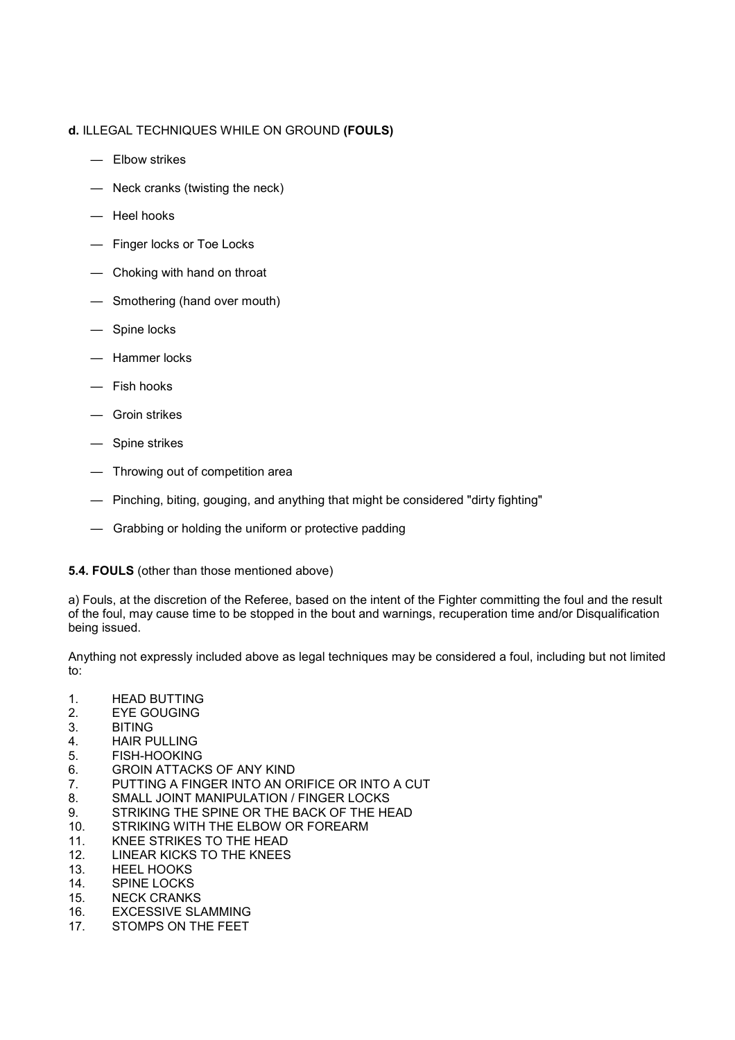**d.** ILLEGAL TECHNIQUES WHILE ON GROUND **(FOULS)**

- Elbow strikes
- Neck cranks (twisting the neck)
- Heel hooks
- Finger locks or Toe Locks
- Choking with hand on throat
- Smothering (hand over mouth)
- Spine locks
- Hammer locks
- Fish hooks
- Groin strikes
- Spine strikes
- Throwing out of competition area
- Pinching, biting, gouging, and anything that might be considered "dirty fighting"
- Grabbing or holding the uniform or protective padding

**5.4. FOULS** (other than those mentioned above)

a) Fouls, at the discretion of the Referee, based on the intent of the Fighter committing the foul and the result of the foul, may cause time to be stopped in the bout and warnings, recuperation time and/or Disqualification being issued.

Anything not expressly included above as legal techniques may be considered a foul, including but not limited to:

1. HEAD BUTTING
2. EYE GOUGING
3. BITING
4. HAIR PULLING
5. FISH-HOOKING
6. GROIN ATTACKS OF ANY KIND
7. PUTTING A FINGER INTO AN ORIFICE OR INTO A CUT
8. SMALL JOINT MANIPULATION / FINGER LOCKS
9. STRIKING THE SPINE OR THE BACK OF THE HEAD
10. STRIKING WITH THE ELBOW OR FOREARM
11. KNEE STRIKES TO THE HEAD
12. LINEAR KICKS TO THE KNEES
13. HEEL HOOKS
14. SPINE LOCKS
15. NECK CRANKS
16. EXCESSIVE SLAMMING
17. STOMPS ON THE FEET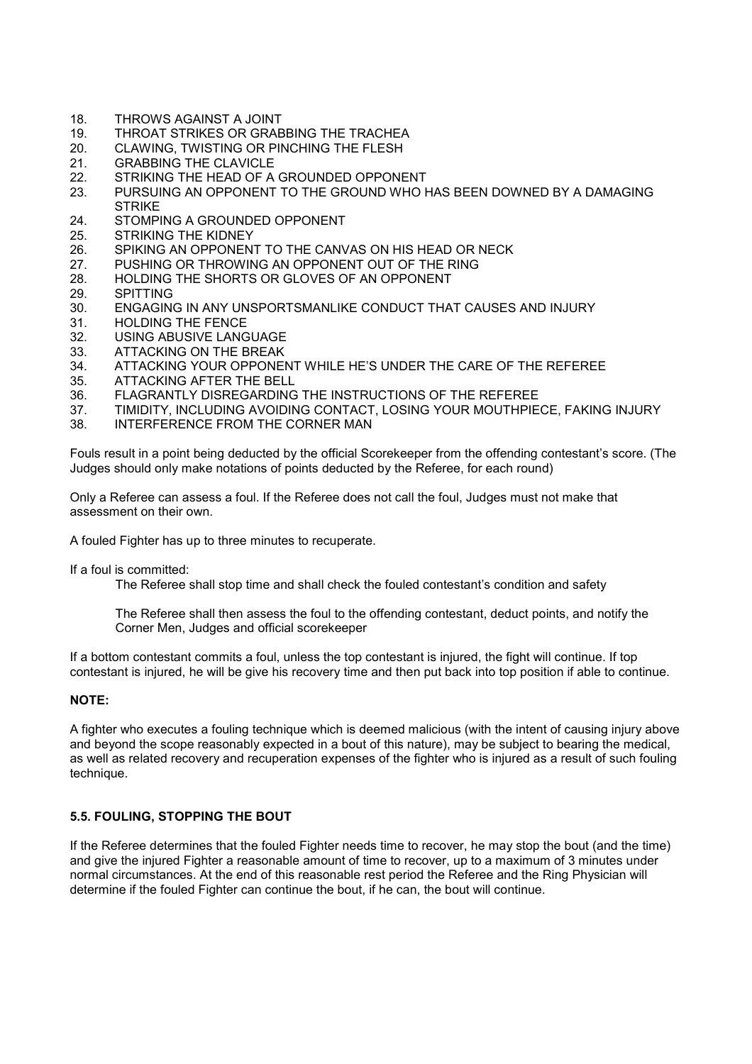18. THROWS AGAINST A JOINT
19. THROAT STRIKES OR GRABBING THE TRACHEA
20. CLAWING, TWISTING OR PINCHING THE FLESH
21. GRABBING THE CLAVICLE
22. STRIKING THE HEAD OF A GROUNDED OPPONENT
23. PURSUING AN OPPONENT TO THE GROUND WHO HAS BEEN DOWNED BY A DAMAGING STRIKE
24. STOMPING A GROUNDED OPPONENT
25. STRIKING THE KIDNEY
26. SPIKING AN OPPONENT TO THE CANVAS ON HIS HEAD OR NECK
27. PUSHING OR THROWING AN OPPONENT OUT OF THE RING
28. HOLDING THE SHORTS OR GLOVES OF AN OPPONENT
29. SPITTING
30. ENGAGING IN ANY UNSPORTSMANLIKE CONDUCT THAT CAUSES AND INJURY
31. HOLDING THE FENCE
32. USING ABUSIVE LANGUAGE
33. ATTACKING ON THE BREAK
34. ATTACKING YOUR OPPONENT WHILE HE'S UNDER THE CARE OF THE REFEREE
35. ATTACKING AFTER THE BELL
36. FLAGRANTLY DISREGARDING THE INSTRUCTIONS OF THE REFEREE
37. TIMIDITY, INCLUDING AVOIDING CONTACT, LOSING YOUR MOUTHPIECE, FAKING INJURY
38. INTERFERENCE FROM THE CORNER MAN

Fouls result in a point being deducted by the official Scorekeeper from the offending contestant's score. (The Judges should only make notations of points deducted by the Referee, for each round)

Only a Referee can assess a foul. If the Referee does not call the foul, Judges must not make that assessment on their own.

A fouled Fighter has up to three minutes to recuperate.

If a foul is committed:

The Referee shall stop time and shall check the fouled contestant's condition and safety

The Referee shall then assess the foul to the offending contestant, deduct points, and notify the Corner Men, Judges and official scorekeeper

If a bottom contestant commits a foul, unless the top contestant is injured, the fight will continue. If top contestant is injured, he will be give his recovery time and then put back into top position if able to continue.

**NOTE:**

A fighter who executes a fouling technique which is deemed malicious (with the intent of causing injury above and beyond the scope reasonably expected in a bout of this nature), may be subject to bearing the medical, as well as related recovery and recuperation expenses of the fighter who is injured as a result of such fouling technique.

### 5.5. FOULING, STOPPING THE BOUT

If the Referee determines that the fouled Fighter needs time to recover, he may stop the bout (and the time) and give the injured Fighter a reasonable amount of time to recover, up to a maximum of 3 minutes under normal circumstances. At the end of this reasonable rest period the Referee and the Ring Physician will determine if the fouled Fighter can continue the bout, if he can, the bout will continue.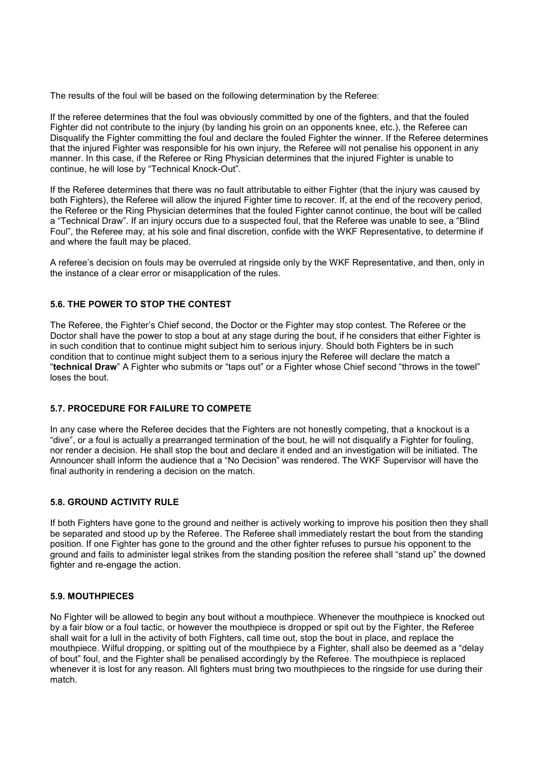The results of the foul will be based on the following determination by the Referee:

If the referee determines that the foul was obviously committed by one of the fighters, and that the fouled Fighter did not contribute to the injury (by landing his groin on an opponents knee, etc.), the Referee can Disqualify the Fighter committing the foul and declare the fouled Fighter the winner. If the Referee determines that the injured Fighter was responsible for his own injury, the Referee will not penalise his opponent in any manner. In this case, if the Referee or Ring Physician determines that the injured Fighter is unable to continue, he will lose by "Technical Knock-Out".

If the Referee determines that there was no fault attributable to either Fighter (that the injury was caused by both Fighters), the Referee will allow the injured Fighter time to recover. If, at the end of the recovery period, the Referee or the Ring Physician determines that the fouled Fighter cannot continue, the bout will be called a "Technical Draw". If an injury occurs due to a suspected foul, that the Referee was unable to see, a "Blind Foul", the Referee may, at his sole and final discretion, confide with the WKF Representative, to determine if and where the fault may be placed.

A referee's decision on fouls may be overruled at ringside only by the WKF Representative, and then, only in the instance of a clear error or misapplication of the rules.

### 5.6. THE POWER TO STOP THE CONTEST

The Referee, the Fighter's Chief second, the Doctor or the Fighter may stop contest. The Referee or the Doctor shall have the power to stop a bout at any stage during the bout, if he considers that either Fighter is in such condition that to continue might subject him to serious injury. Should both Fighters be in such condition that to continue might subject them to a serious injury the Referee will declare the match a "**technical Draw**" A Fighter who submits or "taps out" or a Fighter whose Chief second "throws in the towel" loses the bout.

### 5.7. PROCEDURE FOR FAILURE TO COMPETE

In any case where the Referee decides that the Fighters are not honestly competing, that a knockout is a "dive", or a foul is actually a prearranged termination of the bout, he will not disqualify a Fighter for fouling, nor render a decision. He shall stop the bout and declare it ended and an investigation will be initiated. The Announcer shall inform the audience that a "No Decision" was rendered. The WKF Supervisor will have the final authority in rendering a decision on the match.

### 5.8. GROUND ACTIVITY RULE

If both Fighters have gone to the ground and neither is actively working to improve his position then they shall be separated and stood up by the Referee. The Referee shall immediately restart the bout from the standing position. If one Fighter has gone to the ground and the other fighter refuses to pursue his opponent to the ground and fails to administer legal strikes from the standing position the referee shall "stand up" the downed fighter and re-engage the action.

### 5.9. MOUTHPIECES

No Fighter will be allowed to begin any bout without a mouthpiece. Whenever the mouthpiece is knocked out by a fair blow or a foul tactic, or however the mouthpiece is dropped or spit out by the Fighter, the Referee shall wait for a lull in the activity of both Fighters, call time out, stop the bout in place, and replace the mouthpiece. Wilful dropping, or spitting out of the mouthpiece by a Fighter, shall also be deemed as a "delay of bout" foul, and the Fighter shall be penalised accordingly by the Referee. The mouthpiece is replaced whenever it is lost for any reason. All fighters must bring two mouthpieces to the ringside for use during their match.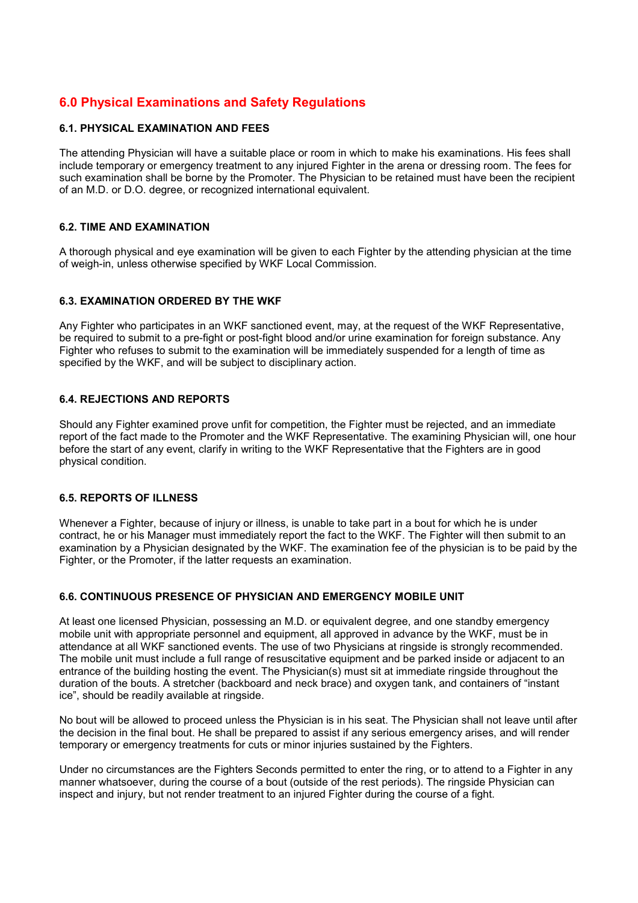## 6.0 Physical Examinations and Safety Regulations

### 6.1. PHYSICAL EXAMINATION AND FEES

The attending Physician will have a suitable place or room in which to make his examinations. His fees shall include temporary or emergency treatment to any injured Fighter in the arena or dressing room. The fees for such examination shall be borne by the Promoter. The Physician to be retained must have been the recipient of an M.D. or D.O. degree, or recognized international equivalent.

### 6.2. TIME AND EXAMINATION

A thorough physical and eye examination will be given to each Fighter by the attending physician at the time of weigh-in, unless otherwise specified by WKF Local Commission.

### 6.3. EXAMINATION ORDERED BY THE WKF

Any Fighter who participates in an WKF sanctioned event, may, at the request of the WKF Representative, be required to submit to a pre-fight or post-fight blood and/or urine examination for foreign substance. Any Fighter who refuses to submit to the examination will be immediately suspended for a length of time as specified by the WKF, and will be subject to disciplinary action.

### 6.4. REJECTIONS AND REPORTS

Should any Fighter examined prove unfit for competition, the Fighter must be rejected, and an immediate report of the fact made to the Promoter and the WKF Representative. The examining Physician will, one hour before the start of any event, clarify in writing to the WKF Representative that the Fighters are in good physical condition.

### 6.5. REPORTS OF ILLNESS

Whenever a Fighter, because of injury or illness, is unable to take part in a bout for which he is under contract, he or his Manager must immediately report the fact to the WKF. The Fighter will then submit to an examination by a Physician designated by the WKF. The examination fee of the physician is to be paid by the Fighter, or the Promoter, if the latter requests an examination.

### 6.6. CONTINUOUS PRESENCE OF PHYSICIAN AND EMERGENCY MOBILE UNIT

At least one licensed Physician, possessing an M.D. or equivalent degree, and one standby emergency mobile unit with appropriate personnel and equipment, all approved in advance by the WKF, must be in attendance at all WKF sanctioned events. The use of two Physicians at ringside is strongly recommended. The mobile unit must include a full range of resuscitative equipment and be parked inside or adjacent to an entrance of the building hosting the event. The Physician(s) must sit at immediate ringside throughout the duration of the bouts. A stretcher (backboard and neck brace) and oxygen tank, and containers of "instant ice", should be readily available at ringside.

No bout will be allowed to proceed unless the Physician is in his seat. The Physician shall not leave until after the decision in the final bout. He shall be prepared to assist if any serious emergency arises, and will render temporary or emergency treatments for cuts or minor injuries sustained by the Fighters.

Under no circumstances are the Fighters Seconds permitted to enter the ring, or to attend to a Fighter in any manner whatsoever, during the course of a bout (outside of the rest periods). The ringside Physician can inspect and injury, but not render treatment to an injured Fighter during the course of a fight.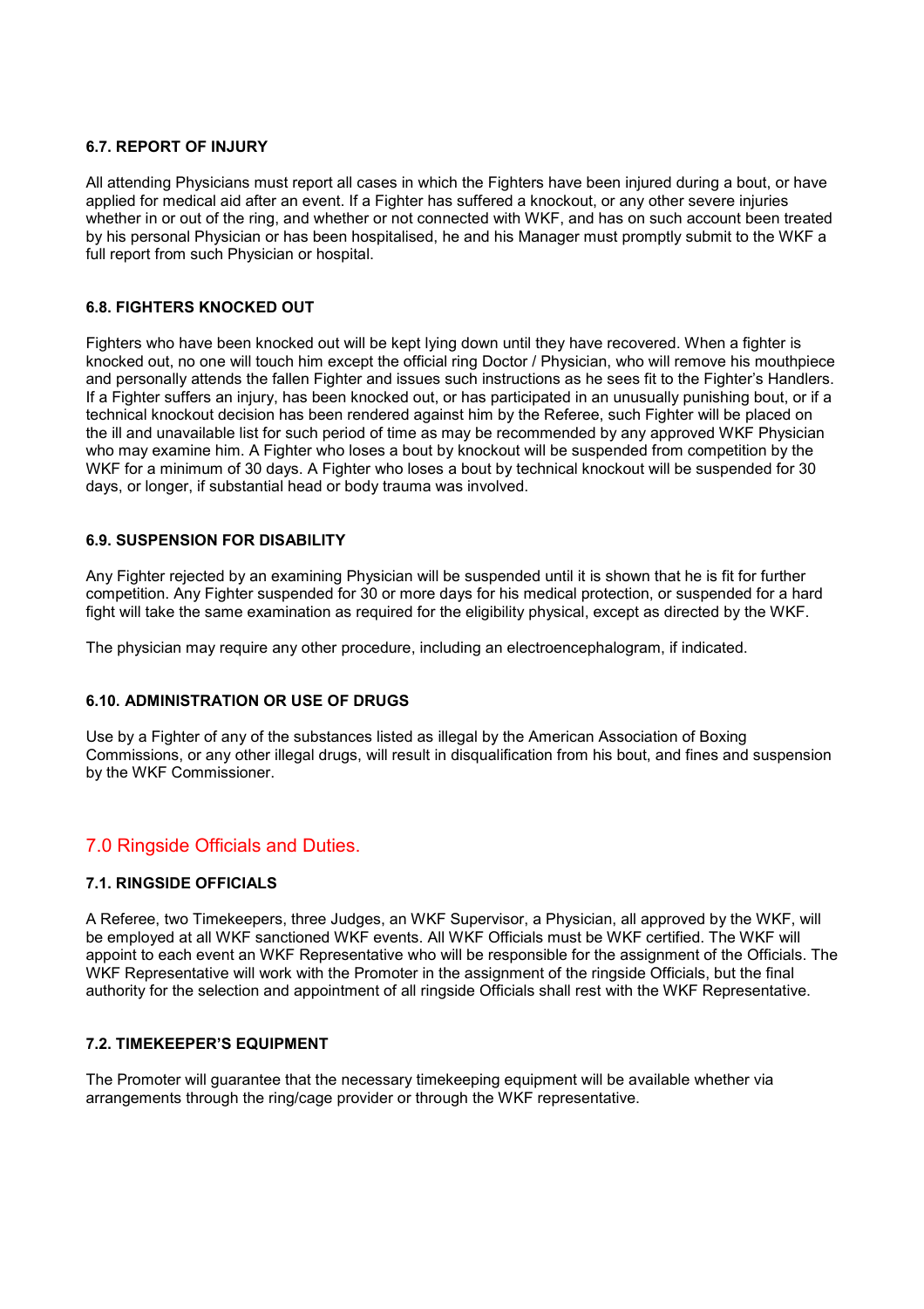#### 6.7. REPORT OF INJURY

All attending Physicians must report all cases in which the Fighters have been injured during a bout, or have applied for medical aid after an event. If a Fighter has suffered a knockout, or any other severe injuries whether in or out of the ring, and whether or not connected with WKF, and has on such account been treated by his personal Physician or has been hospitalised, he and his Manager must promptly submit to the WKF a full report from such Physician or hospital.

#### 6.8. FIGHTERS KNOCKED OUT

Fighters who have been knocked out will be kept lying down until they have recovered. When a fighter is knocked out, no one will touch him except the official ring Doctor / Physician, who will remove his mouthpiece and personally attends the fallen Fighter and issues such instructions as he sees fit to the Fighter's Handlers. If a Fighter suffers an injury, has been knocked out, or has participated in an unusually punishing bout, or if a technical knockout decision has been rendered against him by the Referee, such Fighter will be placed on the ill and unavailable list for such period of time as may be recommended by any approved WKF Physician who may examine him. A Fighter who loses a bout by knockout will be suspended from competition by the WKF for a minimum of 30 days. A Fighter who loses a bout by technical knockout will be suspended for 30 days, or longer, if substantial head or body trauma was involved.

#### 6.9. SUSPENSION FOR DISABILITY

Any Fighter rejected by an examining Physician will be suspended until it is shown that he is fit for further competition. Any Fighter suspended for 30 or more days for his medical protection, or suspended for a hard fight will take the same examination as required for the eligibility physical, except as directed by the WKF.

The physician may require any other procedure, including an electroencephalogram, if indicated.

#### 6.10. ADMINISTRATION OR USE OF DRUGS

Use by a Fighter of any of the substances listed as illegal by the American Association of Boxing Commissions, or any other illegal drugs, will result in disqualification from his bout, and fines and suspension by the WKF Commissioner.

## 7.0 Ringside Officials and Duties.

#### 7.1. RINGSIDE OFFICIALS

A Referee, two Timekeepers, three Judges, an WKF Supervisor, a Physician, all approved by the WKF, will be employed at all WKF sanctioned WKF events. All WKF Officials must be WKF certified. The WKF will appoint to each event an WKF Representative who will be responsible for the assignment of the Officials. The WKF Representative will work with the Promoter in the assignment of the ringside Officials, but the final authority for the selection and appointment of all ringside Officials shall rest with the WKF Representative.

#### 7.2. TIMEKEEPER'S EQUIPMENT

The Promoter will guarantee that the necessary timekeeping equipment will be available whether via arrangements through the ring/cage provider or through the WKF representative.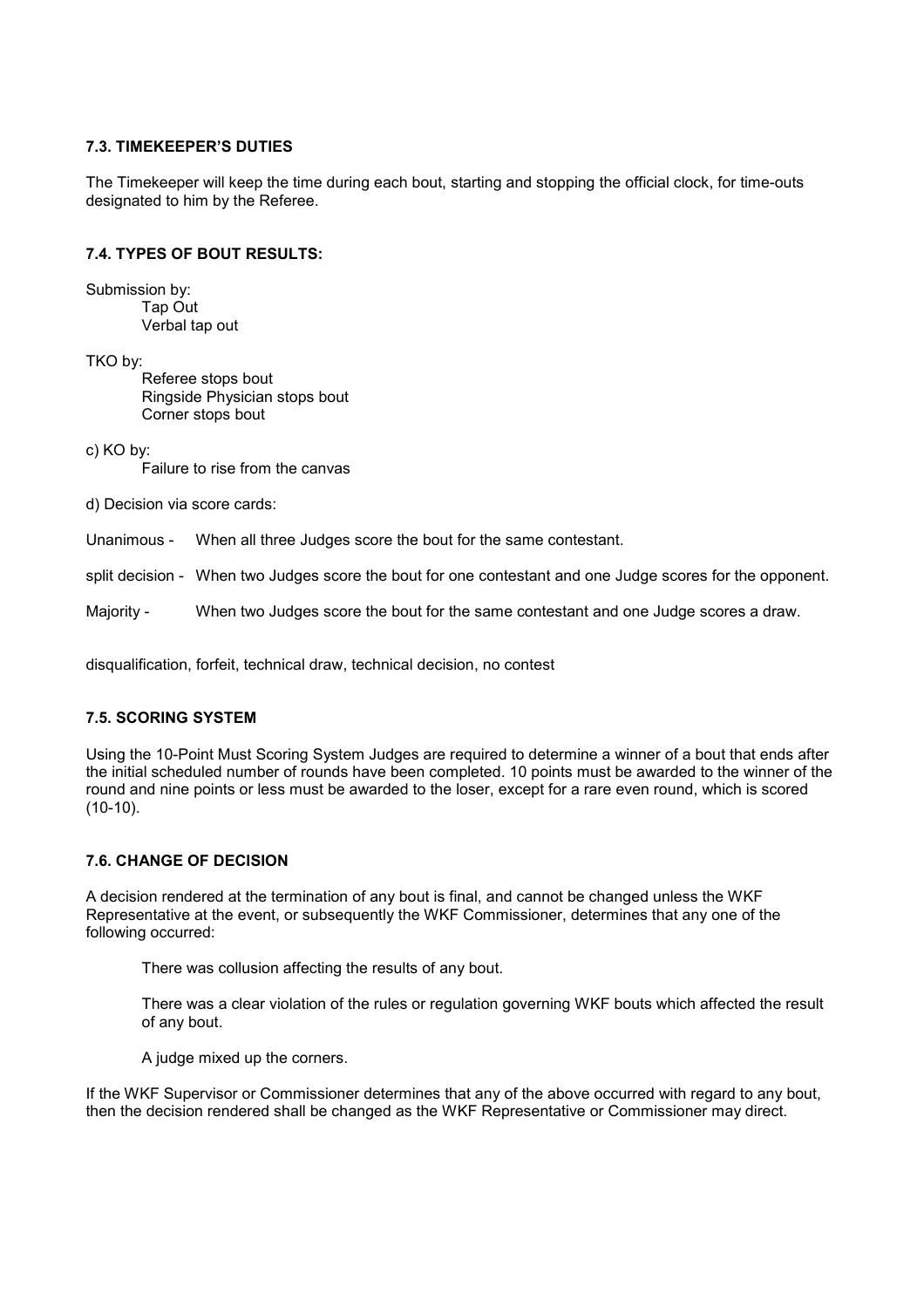### 7.3. TIMEKEEPER'S DUTIES

The Timekeeper will keep the time during each bout, starting and stopping the official clock, for time-outs designated to him by the Referee.

### 7.4. TYPES OF BOUT RESULTS:

Submission by:

- Tap Out
- Verbal tap out

TKO by:

- Referee stops bout
- Ringside Physician stops bout
- Corner stops bout

c) KO by:

- Failure to rise from the canvas

d) Decision via score cards:

Unanimous - When all three Judges score the bout for the same contestant.

split decision - When two Judges score the bout for one contestant and one Judge scores for the opponent.

Majority - When two Judges score the bout for the same contestant and one Judge scores a draw.

disqualification, forfeit, technical draw, technical decision, no contest

### 7.5. SCORING SYSTEM

Using the 10-Point Must Scoring System Judges are required to determine a winner of a bout that ends after the initial scheduled number of rounds have been completed. 10 points must be awarded to the winner of the round and nine points or less must be awarded to the loser, except for a rare even round, which is scored (10-10).

### 7.6. CHANGE OF DECISION

A decision rendered at the termination of any bout is final, and cannot be changed unless the WKF Representative at the event, or subsequently the WKF Commissioner, determines that any one of the following occurred:

There was collusion affecting the results of any bout.

There was a clear violation of the rules or regulation governing WKF bouts which affected the result of any bout.

A judge mixed up the corners.

If the WKF Supervisor or Commissioner determines that any of the above occurred with regard to any bout, then the decision rendered shall be changed as the WKF Representative or Commissioner may direct.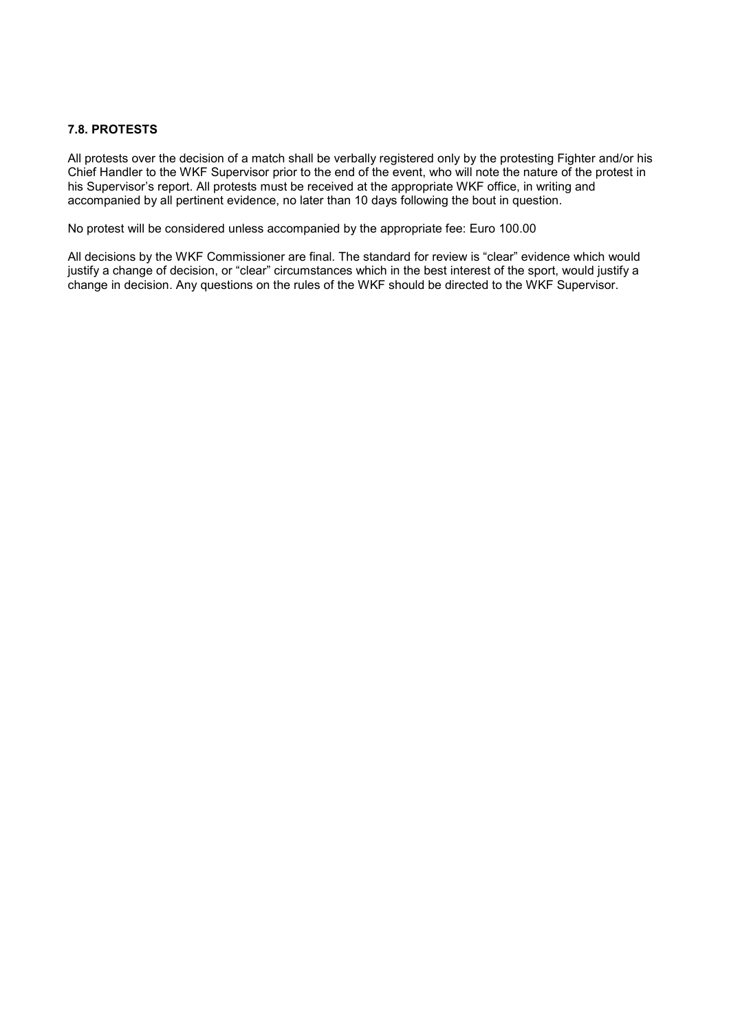### 7.8. PROTESTS

All protests over the decision of a match shall be verbally registered only by the protesting Fighter and/or his Chief Handler to the WKF Supervisor prior to the end of the event, who will note the nature of the protest in his Supervisor's report. All protests must be received at the appropriate WKF office, in writing and accompanied by all pertinent evidence, no later than 10 days following the bout in question.

No protest will be considered unless accompanied by the appropriate fee: Euro 100.00

All decisions by the WKF Commissioner are final. The standard for review is "clear" evidence which would justify a change of decision, or "clear" circumstances which in the best interest of the sport, would justify a change in decision. Any questions on the rules of the WKF should be directed to the WKF Supervisor.